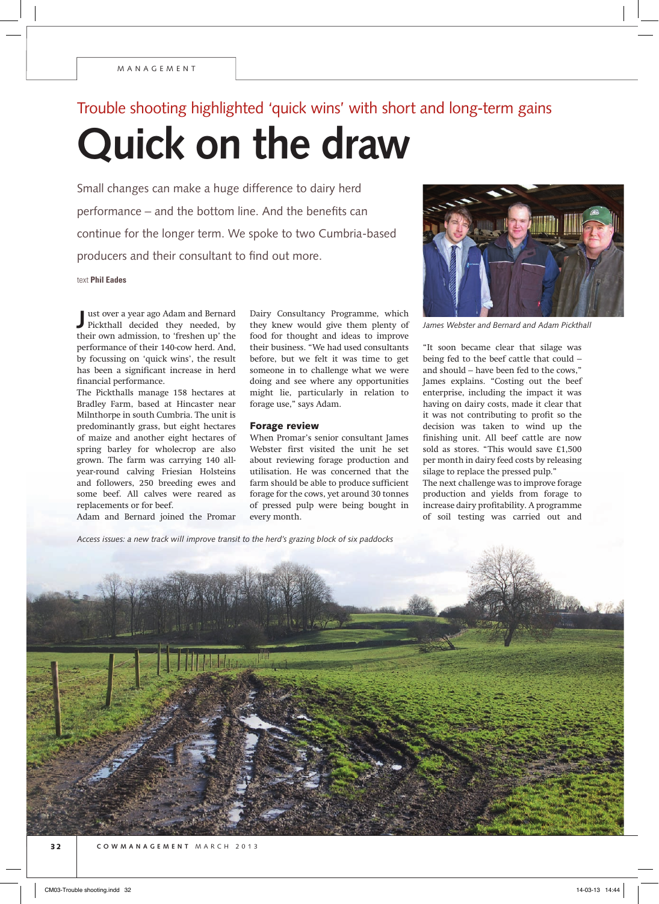MANAGEMENT

Trouble shooting highlighted 'quick wins' with short and long-term gains

# Quick on the draw

Small changes can make a huge difference to dairy herd performance – and the bottom line. And the benefits can continue for the longer term. We spoke to two Cumbria-based producers and their consultant to find out more.

text **Phil Eades**

Just over a year ago Adam and Bernard Pickthall decided they needed, by their own admission, to 'freshen up' the performance of their 140-cow herd. And, by focussing on 'quick wins', the result has been a significant increase in herd financial performance.

The Pickthalls manage 158 hectares at Bradley Farm, based at Hincaster near Milnthorpe in south Cumbria. The unit is predominantly grass, but eight hectares of maize and another eight hectares of spring barley for wholecrop are also grown. The farm was carrying 140 all-year-round calving Friesian Holsteins and followers, 250 breeding ewes and some beef. All calves were reared as replacements or for beef.

Adam and Bernard joined the Promar Dairy Consultancy Programme, which they knew would give them plenty of food for thought and ideas to improve their business. "We had used consultants before, but we felt it was time to get someone in to challenge what we were doing and see where any opportunities might lie, particularly in relation to forage use," says Adam.

## Forage review

When Promar's senior consultant James Webster first visited the unit he set about reviewing forage production and utilisation. He was concerned that the farm should be able to produce sufficient forage for the cows, yet around 30 tonnes of pressed pulp were being bought in every month.

*James Webster and Bernard and Adam Pickthall*

"It soon became clear that silage was being fed to the beef cattle that could – and should – have been fed to the cows," James explains. "Costing out the beef enterprise, including the impact it was having on dairy costs, made it clear that it was not contributing to profit so the decision was taken to wind up the finishing unit. All beef cattle are now sold as stores. "This would save £1,500 per month in dairy feed costs by releasing silage to replace the pressed pulp."

The next challenge was to improve forage production and yields from forage to increase dairy profitability. A programme of soil testing was carried out and

*Access issues: a new track will improve transit to the herd's grazing block of six paddocks*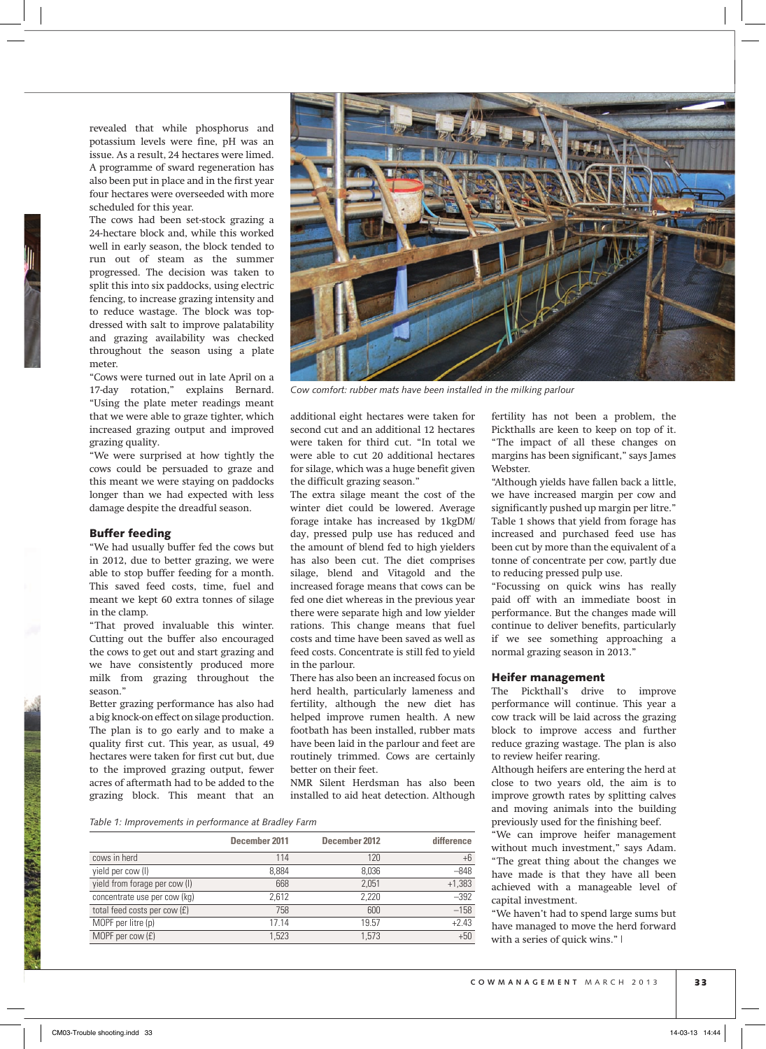revealed that while phosphorus and potassium levels were fine, pH was an issue. As a result, 24 hectares were limed. A programme of sward regeneration has also been put in place and in the first year four hectares were overseeded with more scheduled for this year.

The cows had been set-stock grazing a 24-hectare block and, while this worked well in early season, the block tended to run out of steam as the summer progressed. The decision was taken to split this into six paddocks, using electric fencing, to increase grazing intensity and to reduce wastage. The block was top-dressed with salt to improve palatability and grazing availability was checked throughout the season using a plate meter.

"Cows were turned out in late April on a 17-day rotation," explains Bernard. "Using the plate meter readings meant that we were able to graze tighter, which increased grazing output and improved grazing quality.

"We were surprised at how tightly the cows could be persuaded to graze and this meant we were staying on paddocks longer than we had expected with less damage despite the dreadful season.

## Buffer feeding

"We had usually buffer fed the cows but in 2012, due to better grazing, we were able to stop buffer feeding for a month. This saved feed costs, time, fuel and meant we kept 60 extra tonnes of silage in the clamp.

"That proved invaluable this winter. Cutting out the buffer also encouraged the cows to get out and start grazing and we have consistently produced more milk from grazing throughout the season."

Better grazing performance has also had a big knock-on effect on silage production. The plan is to go early and to make a quality first cut. This year, as usual, 49 hectares were taken for first cut but, due to the improved grazing output, fewer acres of aftermath had to be added to the grazing block. This meant that an additional eight hectares were taken for second cut and an additional 12 hectares were taken for third cut. "In total we were able to cut 20 additional hectares for silage, which was a huge benefit given the difficult grazing season."

*Cow comfort: rubber mats have been installed in the milking parlour*

The extra silage meant the cost of the winter diet could be lowered. Average forage intake has increased by 1kgDM/day, pressed pulp use has reduced and the amount of blend fed to high yielders has also been cut. The diet comprises silage, blend and Vitagold and the increased forage means that cows can be fed one diet whereas in the previous year there were separate high and low yielder rations. This change means that fuel costs and time have been saved as well as feed costs. Concentrate is still fed to yield in the parlour.

There has also been an increased focus on herd health, particularly lameness and fertility, although the new diet has helped improve rumen health. A new footbath has been installed, rubber mats have been laid in the parlour and feet are routinely trimmed. Cows are certainly better on their feet.

NMR Silent Herdsman has also been installed to aid heat detection. Although fertility has not been a problem, the Pickthalls are keen to keep on top of it.

"The impact of all these changes on margins has been significant," says James Webster.

"Although yields have fallen back a little, we have increased margin per cow and significantly pushed up margin per litre." Table 1 shows that yield from forage has increased and purchased feed use has been cut by more than the equivalent of a tonne of concentrate per cow, partly due to reducing pressed pulp use.

"Focussing on quick wins has really paid off with an immediate boost in performance. But the changes made will continue to deliver benefits, particularly if we see something approaching a normal grazing season in 2013."

## Heifer management

The Pickthall's drive to improve performance will continue. This year a cow track will be laid across the grazing block to improve access and further reduce grazing wastage. The plan is also to review heifer rearing.

Although heifers are entering the herd at close to two years old, the aim is to improve growth rates by splitting calves and moving animals into the building previously used for the finishing beef.

"We can improve heifer management without much investment," says Adam. "The great thing about the changes we have made is that they have all been achieved with a manageable level of capital investment.

"We haven't had to spend large sums but have managed to move the herd forward with a series of quick wins." |

*Table 1: Improvements in performance at Bradley Farm*

| | December 2011 | December 2012 | difference |
|---|---|---|---|
| cows in herd | 114 | 120 | +6 |
| yield per cow (l) | 8,884 | 8,036 | –848 |
| yield from forage per cow (l) | 668 | 2,051 | +1,383 |
| concentrate use per cow (kg) | 2,612 | 2,220 | –392 |
| total feed costs per cow (£) | 758 | 600 | –158 |
| MOPF per litre (p) | 17.14 | 19.57 | +2.43 |
| MOPF per cow (£) | 1,523 | 1,573 | +50 |